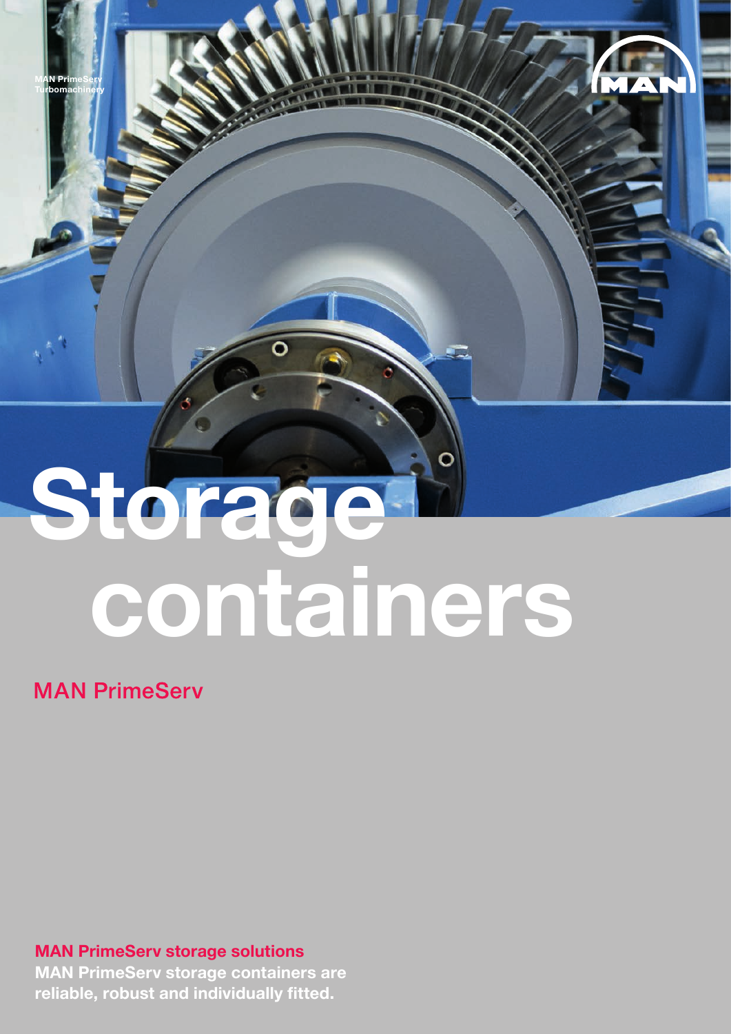MAN PrimeServ
Turbomachinery

# Storage containers

MAN PrimeServ

**MAN PrimeServ storage solutions**

**MAN PrimeServ storage containers are reliable, robust and individually fitted.**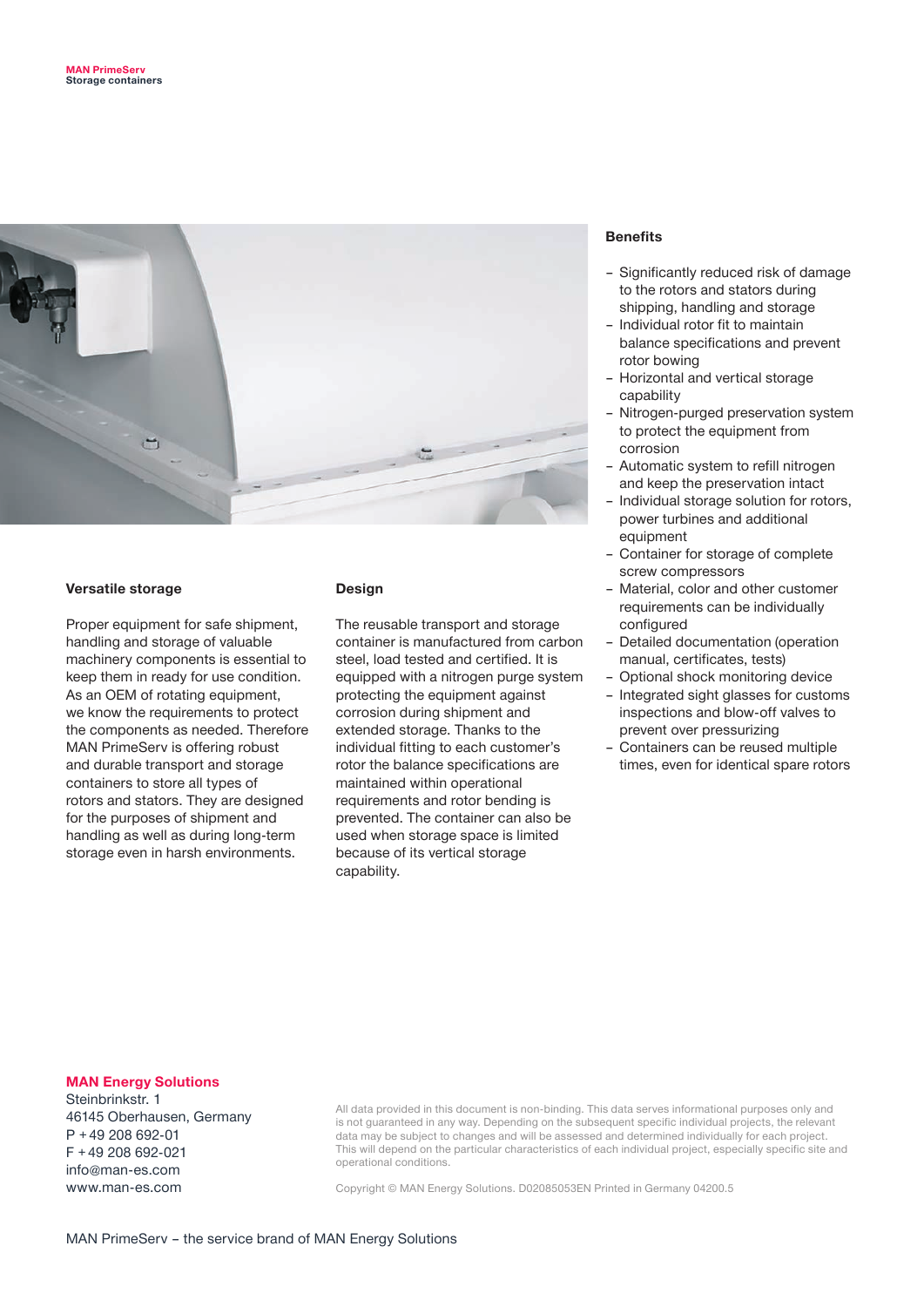## Versatile storage

Proper equipment for safe shipment, handling and storage of valuable machinery components is essential to keep them in ready for use condition. As an OEM of rotating equipment, we know the requirements to protect the components as needed. Therefore MAN PrimeServ is offering robust and durable transport and storage containers to store all types of rotors and stators. They are designed for the purposes of shipment and handling as well as during long-term storage even in harsh environments.

## Design

The reusable transport and storage container is manufactured from carbon steel, load tested and certified. It is equipped with a nitrogen purge system protecting the equipment against corrosion during shipment and extended storage. Thanks to the individual fitting to each customer's rotor the balance specifications are maintained within operational requirements and rotor bending is prevented. The container can also be used when storage space is limited because of its vertical storage capability.

## Benefits

- Significantly reduced risk of damage to the rotors and stators during shipping, handling and storage
- Individual rotor fit to maintain balance specifications and prevent rotor bowing
- Horizontal and vertical storage capability
- Nitrogen-purged preservation system to protect the equipment from corrosion
- Automatic system to refill nitrogen and keep the preservation intact
- Individual storage solution for rotors, power turbines and additional equipment
- Container for storage of complete screw compressors
- Material, color and other customer requirements can be individually configured
- Detailed documentation (operation manual, certificates, tests)
- Optional shock monitoring device
- Integrated sight glasses for customs inspections and blow-off valves to prevent over pressurizing
- Containers can be reused multiple times, even for identical spare rotors

**MAN Energy Solutions**
Steinbrinkstr. 1
46145 Oberhausen, Germany
P +49 208 692-01
F +49 208 692-021
info@man-es.com
www.man-es.com

All data provided in this document is non-binding. This data serves informational purposes only and is not guaranteed in any way. Depending on the subsequent specific individual projects, the relevant data may be subject to changes and will be assessed and determined individually for each project. This will depend on the particular characteristics of each individual project, especially specific site and operational conditions.

Copyright © MAN Energy Solutions. D02085053EN Printed in Germany 04200.5

MAN PrimeServ – the service brand of MAN Energy Solutions